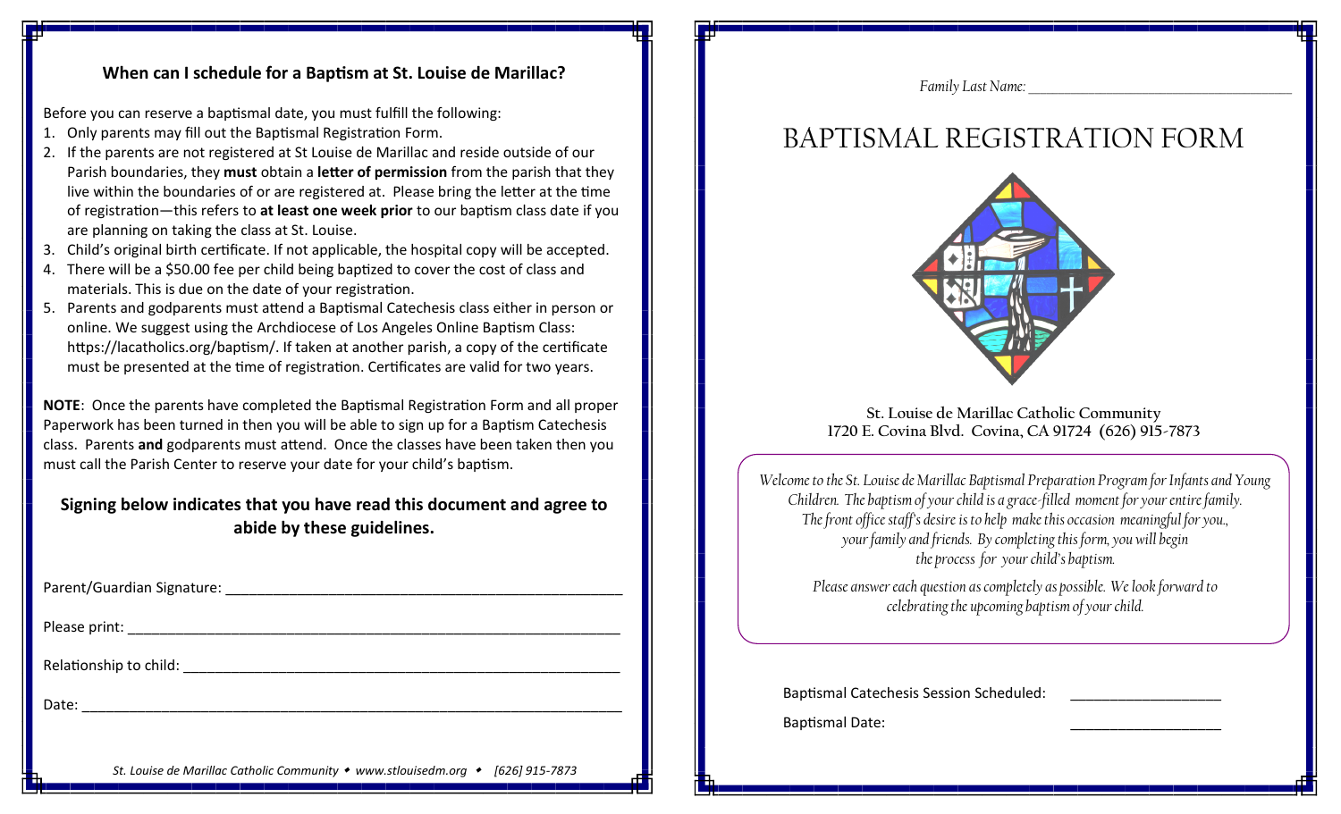## When can I schedule for a Baptism at St. Louise de Marillac?

Before you can reserve a baptismal date, you must fulfill the following:

1. Only parents may fill out the Baptismal Registration Form.
2. If the parents are not registered at St Louise de Marillac and reside outside of our Parish boundaries, they **must** obtain a **letter of permission** from the parish that they live within the boundaries of or are registered at. Please bring the letter at the time of registration—this refers to **at least one week prior** to our baptism class date if you are planning on taking the class at St. Louise.
3. Child's original birth certificate. If not applicable, the hospital copy will be accepted.
4. There will be a $50.00 fee per child being baptized to cover the cost of class and materials. This is due on the date of your registration.
5. Parents and godparents must attend a Baptismal Catechesis class either in person or online. We suggest using the Archdiocese of Los Angeles Online Baptism Class: https://lacatholics.org/baptism/. If taken at another parish, a copy of the certificate must be presented at the time of registration. Certificates are valid for two years.

**NOTE**: Once the parents have completed the Baptismal Registration Form and all proper Paperwork has been turned in then you will be able to sign up for a Baptism Catechesis class. Parents **and** godparents must attend. Once the classes have been taken then you must call the Parish Center to reserve your date for your child's baptism.

**Signing below indicates that you have read this document and agree to abide by these guidelines.**

Parent/Guardian Signature: ______________________________________________

Please print: ______________________________________________

Relationship to child: ______________________________________________

Date: ______________________________________________

*St. Louise de Marillac Catholic Community • www.stlouisedm.org • [626] 915-7873*

*Family Last Name:* ______________________________

# BAPTISMAL REGISTRATION FORM

St. Louise de Marillac Catholic Community
1720 E. Covina Blvd. Covina, CA 91724 (626) 915-7873

*Welcome to the St. Louise de Marillac Baptismal Preparation Program for Infants and Young Children. The baptism of your child is a grace-filled moment for your entire family. The front office staff's desire is to help make this occasion meaningful for you., your family and friends. By completing this form, you will begin the process for your child's baptism.*

*Please answer each question as completely as possible. We look forward to celebrating the upcoming baptism of your child.*

Baptismal Catechesis Session Scheduled: ____________________

Baptismal Date: ____________________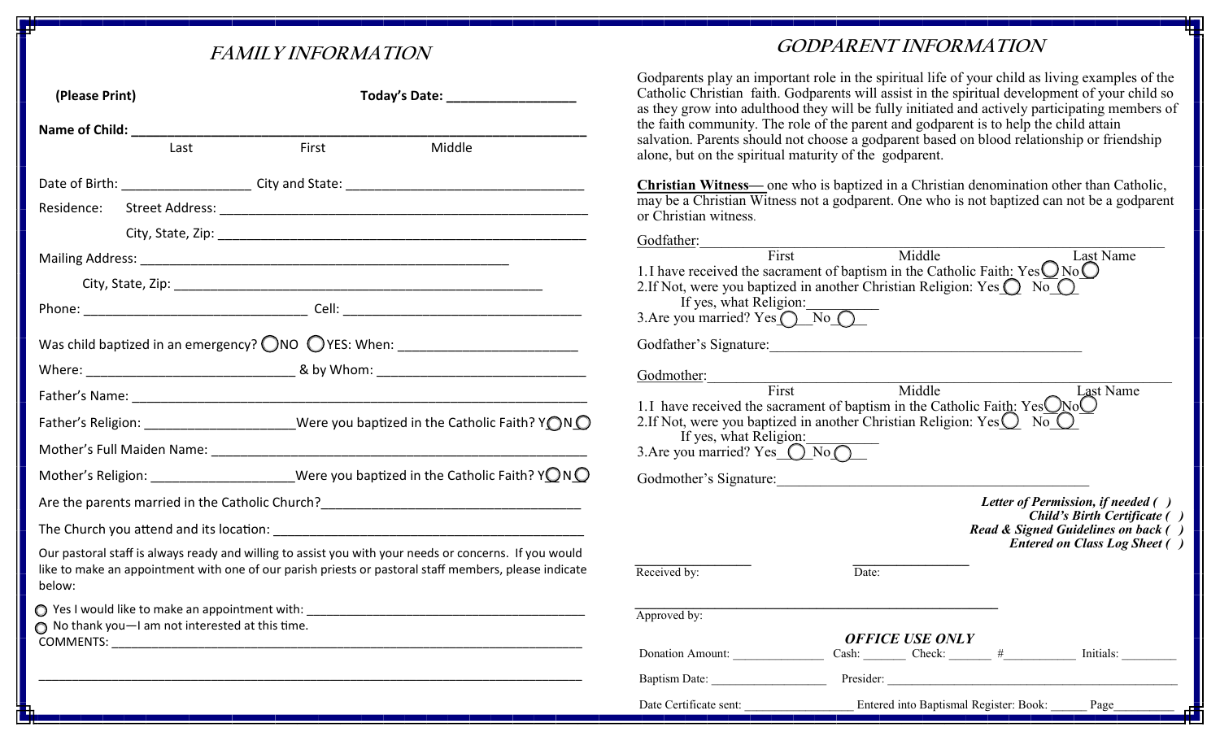## FAMILY INFORMATION

**(Please Print)** **Today's Date: ___________________**

**Name of Child:** ________________________________________________________________
Last First Middle

Date of Birth: __________________ City and State: _________________________________

Residence: Street Address: ____________________________________________________

City, State, Zip: ____________________________________________________

Mailing Address: ______________________________________________________

City, State, Zip: ______________________________________________________

Phone: _______________________________ Cell: _________________________________

Was child baptized in an emergency? ◯NO ◯YES: When: __________________________

Where: _____________________________ & by Whom: ______________________________

Father's Name: ____________________________________________________________

Father's Religion: _____________________Were you baptized in the Catholic Faith? Y◯N◯

Mother's Full Maiden Name: __________________________________________________

Mother's Religion: ____________________Were you baptized in the Catholic Faith? Y◯N◯

Are the parents married in the Catholic Church?______________________________________

The Church you attend and its location: _____________________________________________

Our pastoral staff is always ready and willing to assist you with your needs or concerns. If you would like to make an appointment with one of our parish priests or pastoral staff members, please indicate below:

◯ Yes I would like to make an appointment with: ___________________________________________

◯ No thank you—I am not interested at this time.

COMMENTS: ______________________________________________________________________

__________________________________________________________________________________

## GODPARENT INFORMATION

Godparents play an important role in the spiritual life of your child as living examples of the Catholic Christian faith. Godparents will assist in the spiritual development of your child so as they grow into adulthood they will be fully initiated and actively participating members of the faith community. The role of the parent and godparent is to help the child attain salvation. Parents should not choose a godparent based on blood relationship or friendship alone, but on the spiritual maturity of the godparent.

**Christian Witness—** one who is baptized in a Christian denomination other than Catholic, may be a Christian Witness not a godparent. One who is not baptized can not be a godparent or Christian witness.

Godfather:____________________________________________________________
First Middle Last Name

1. I have received the sacrament of baptism in the Catholic Faith: Yes◯No◯
2. If Not, were you baptized in another Christian Religion: Yes◯ No◯
   If yes, what Religion:__________
3. Are you married? Yes◯ No◯

Godfather's Signature:_______________________________________________

Godmother:____________________________________________________________
First Middle Last Name

1. I have received the sacrament of baptism in the Catholic Faith: Yes◯No◯
2. If Not, were you baptized in another Christian Religion: Yes◯ No◯
   If yes, what Religion:__________
3. Are you married? Yes◯ No◯

Godmother's Signature:_______________________________________________

*Letter of Permission, if needed ( )*
*Child's Birth Certificate ( )*
*Read & Signed Guidelines on back ( )*
*Entered on Class Log Sheet ( )*

Received by: _______________ Date: _______________

Approved by: _______________________________________

### *OFFICE USE ONLY*

Donation Amount: _______________ Cash: _______ Check: _______ #____________ Initials: _________

Baptism Date: ___________________ Presider: _____________________________________________

Date Certificate sent: __________________ Entered into Baptismal Register: Book: ______ Page__________